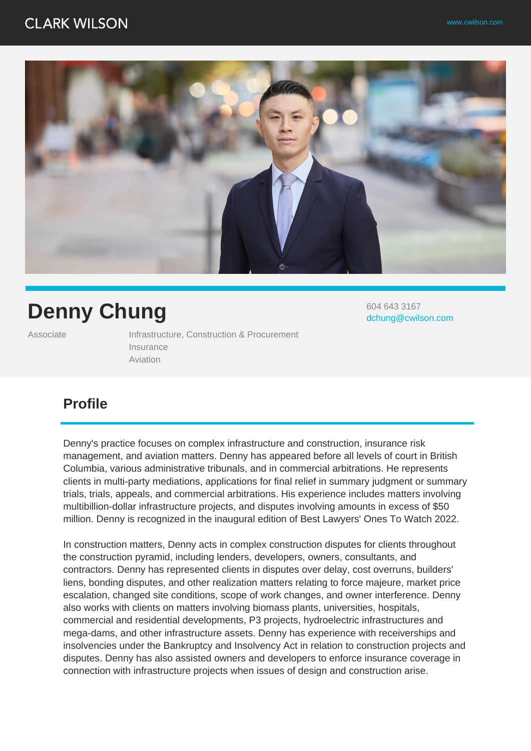CLARK WILSON

www.cwilson.com

# Denny Chung

604 643 3167
dchung@cwilson.com

Associate

Infrastructure, Construction & Procurement
Insurance
Aviation

## Profile

Denny's practice focuses on complex infrastructure and construction, insurance risk management, and aviation matters. Denny has appeared before all levels of court in British Columbia, various administrative tribunals, and in commercial arbitrations. He represents clients in multi-party mediations, applications for final relief in summary judgment or summary trials, trials, appeals, and commercial arbitrations. His experience includes matters involving multibillion-dollar infrastructure projects, and disputes involving amounts in excess of $50 million. Denny is recognized in the inaugural edition of Best Lawyers' Ones To Watch 2022.

In construction matters, Denny acts in complex construction disputes for clients throughout the construction pyramid, including lenders, developers, owners, consultants, and contractors. Denny has represented clients in disputes over delay, cost overruns, builders' liens, bonding disputes, and other realization matters relating to force majeure, market price escalation, changed site conditions, scope of work changes, and owner interference. Denny also works with clients on matters involving biomass plants, universities, hospitals, commercial and residential developments, P3 projects, hydroelectric infrastructures and mega-dams, and other infrastructure assets. Denny has experience with receiverships and insolvencies under the Bankruptcy and Insolvency Act in relation to construction projects and disputes. Denny has also assisted owners and developers to enforce insurance coverage in connection with infrastructure projects when issues of design and construction arise.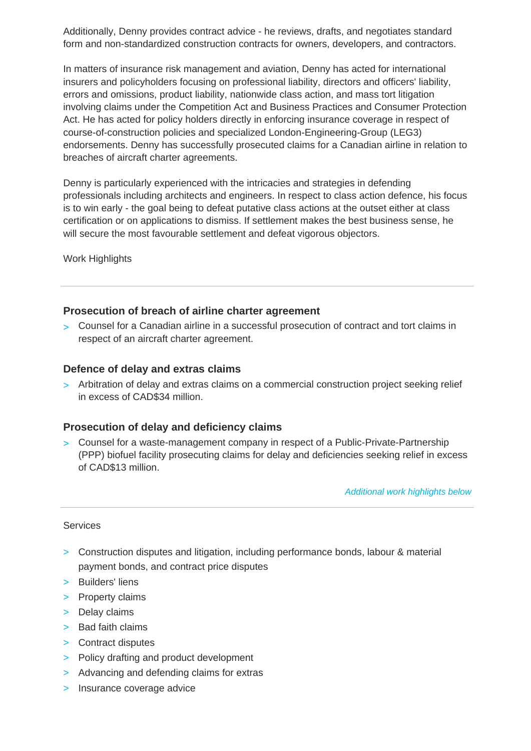Additionally, Denny provides contract advice - he reviews, drafts, and negotiates standard form and non-standardized construction contracts for owners, developers, and contractors.

In matters of insurance risk management and aviation, Denny has acted for international insurers and policyholders focusing on professional liability, directors and officers' liability, errors and omissions, product liability, nationwide class action, and mass tort litigation involving claims under the Competition Act and Business Practices and Consumer Protection Act. He has acted for policy holders directly in enforcing insurance coverage in respect of course-of-construction policies and specialized London-Engineering-Group (LEG3) endorsements. Denny has successfully prosecuted claims for a Canadian airline in relation to breaches of aircraft charter agreements.

Denny is particularly experienced with the intricacies and strategies in defending professionals including architects and engineers. In respect to class action defence, his focus is to win early - the goal being to defeat putative class actions at the outset either at class certification or on applications to dismiss. If settlement makes the best business sense, he will secure the most favourable settlement and defeat vigorous objectors.

Work Highlights

---

### Prosecution of breach of airline charter agreement

- Counsel for a Canadian airline in a successful prosecution of contract and tort claims in respect of an aircraft charter agreement.

### Defence of delay and extras claims

- Arbitration of delay and extras claims on a commercial construction project seeking relief in excess of CAD$34 million.

### Prosecution of delay and deficiency claims

- Counsel for a waste-management company in respect of a Public-Private-Partnership (PPP) biofuel facility prosecuting claims for delay and deficiencies seeking relief in excess of CAD$13 million.

*Additional work highlights below*

---

Services

- Construction disputes and litigation, including performance bonds, labour & material payment bonds, and contract price disputes
- Builders' liens
- Property claims
- Delay claims
- Bad faith claims
- Contract disputes
- Policy drafting and product development
- Advancing and defending claims for extras
- Insurance coverage advice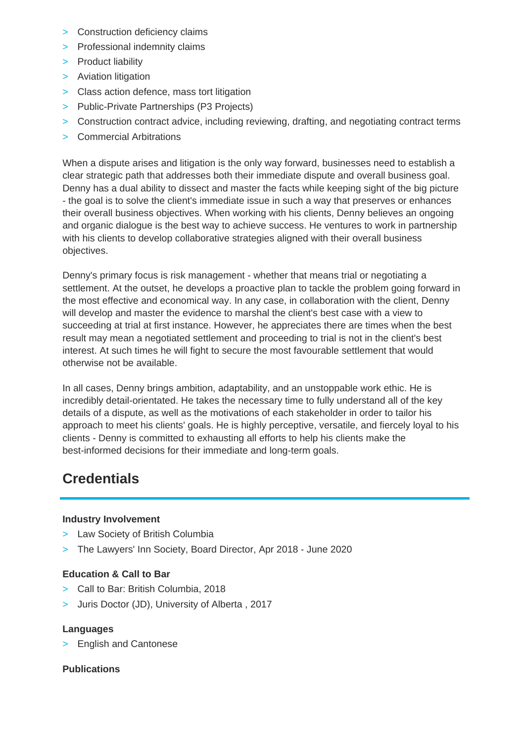- Construction deficiency claims
- Professional indemnity claims
- Product liability
- Aviation litigation
- Class action defence, mass tort litigation
- Public-Private Partnerships (P3 Projects)
- Construction contract advice, including reviewing, drafting, and negotiating contract terms
- Commercial Arbitrations

When a dispute arises and litigation is the only way forward, businesses need to establish a clear strategic path that addresses both their immediate dispute and overall business goal. Denny has a dual ability to dissect and master the facts while keeping sight of the big picture - the goal is to solve the client's immediate issue in such a way that preserves or enhances their overall business objectives. When working with his clients, Denny believes an ongoing and organic dialogue is the best way to achieve success. He ventures to work in partnership with his clients to develop collaborative strategies aligned with their overall business objectives.

Denny's primary focus is risk management - whether that means trial or negotiating a settlement. At the outset, he develops a proactive plan to tackle the problem going forward in the most effective and economical way. In any case, in collaboration with the client, Denny will develop and master the evidence to marshal the client's best case with a view to succeeding at trial at first instance. However, he appreciates there are times when the best result may mean a negotiated settlement and proceeding to trial is not in the client's best interest. At such times he will fight to secure the most favourable settlement that would otherwise not be available.

In all cases, Denny brings ambition, adaptability, and an unstoppable work ethic. He is incredibly detail-orientated. He takes the necessary time to fully understand all of the key details of a dispute, as well as the motivations of each stakeholder in order to tailor his approach to meet his clients' goals. He is highly perceptive, versatile, and fiercely loyal to his clients - Denny is committed to exhausting all efforts to help his clients make the best-informed decisions for their immediate and long-term goals.

## Credentials

### Industry Involvement

- Law Society of British Columbia
- The Lawyers' Inn Society, Board Director, Apr 2018 - June 2020

### Education & Call to Bar

- Call to Bar: British Columbia, 2018
- Juris Doctor (JD), University of Alberta , 2017

### Languages

- English and Cantonese

### Publications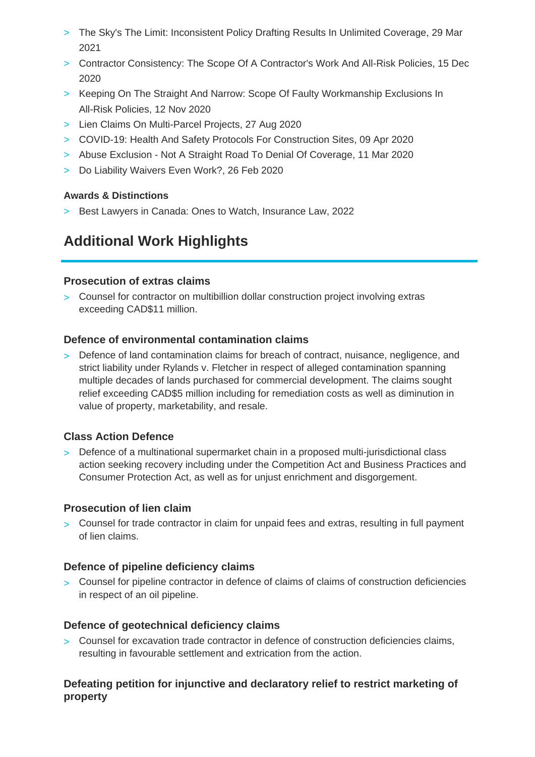- The Sky's The Limit: Inconsistent Policy Drafting Results In Unlimited Coverage, 29 Mar 2021
- Contractor Consistency: The Scope Of A Contractor's Work And All-Risk Policies, 15 Dec 2020
- Keeping On The Straight And Narrow: Scope Of Faulty Workmanship Exclusions In All-Risk Policies, 12 Nov 2020
- Lien Claims On Multi-Parcel Projects, 27 Aug 2020
- COVID-19: Health And Safety Protocols For Construction Sites, 09 Apr 2020
- Abuse Exclusion - Not A Straight Road To Denial Of Coverage, 11 Mar 2020
- Do Liability Waivers Even Work?, 26 Feb 2020

#### Awards & Distinctions

- Best Lawyers in Canada: Ones to Watch, Insurance Law, 2022

## Additional Work Highlights

#### Prosecution of extras claims

- Counsel for contractor on multibillion dollar construction project involving extras exceeding CAD$11 million.

#### Defence of environmental contamination claims

- Defence of land contamination claims for breach of contract, nuisance, negligence, and strict liability under Rylands v. Fletcher in respect of alleged contamination spanning multiple decades of lands purchased for commercial development. The claims sought relief exceeding CAD$5 million including for remediation costs as well as diminution in value of property, marketability, and resale.

#### Class Action Defence

- Defence of a multinational supermarket chain in a proposed multi-jurisdictional class action seeking recovery including under the Competition Act and Business Practices and Consumer Protection Act, as well as for unjust enrichment and disgorgement.

#### Prosecution of lien claim

- Counsel for trade contractor in claim for unpaid fees and extras, resulting in full payment of lien claims.

#### Defence of pipeline deficiency claims

- Counsel for pipeline contractor in defence of claims of claims of construction deficiencies in respect of an oil pipeline.

#### Defence of geotechnical deficiency claims

- Counsel for excavation trade contractor in defence of construction deficiencies claims, resulting in favourable settlement and extrication from the action.

#### Defeating petition for injunctive and declaratory relief to restrict marketing of property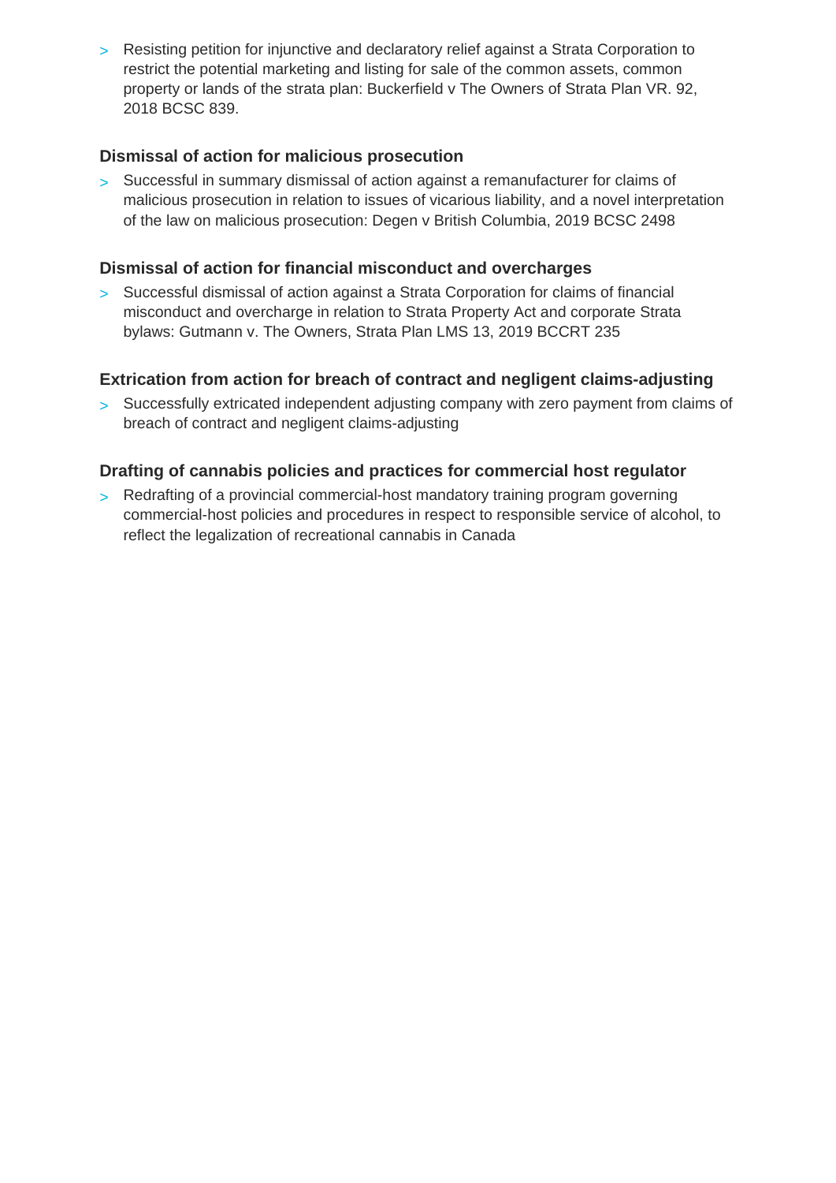- Resisting petition for injunctive and declaratory relief against a Strata Corporation to restrict the potential marketing and listing for sale of the common assets, common property or lands of the strata plan: Buckerfield v The Owners of Strata Plan VR. 92, 2018 BCSC 839.

### Dismissal of action for malicious prosecution

- Successful in summary dismissal of action against a remanufacturer for claims of malicious prosecution in relation to issues of vicarious liability, and a novel interpretation of the law on malicious prosecution: Degen v British Columbia, 2019 BCSC 2498

### Dismissal of action for financial misconduct and overcharges

- Successful dismissal of action against a Strata Corporation for claims of financial misconduct and overcharge in relation to Strata Property Act and corporate Strata bylaws: Gutmann v. The Owners, Strata Plan LMS 13, 2019 BCCRT 235

### Extrication from action for breach of contract and negligent claims-adjusting

- Successfully extricated independent adjusting company with zero payment from claims of breach of contract and negligent claims-adjusting

### Drafting of cannabis policies and practices for commercial host regulator

- Redrafting of a provincial commercial-host mandatory training program governing commercial-host policies and procedures in respect to responsible service of alcohol, to reflect the legalization of recreational cannabis in Canada